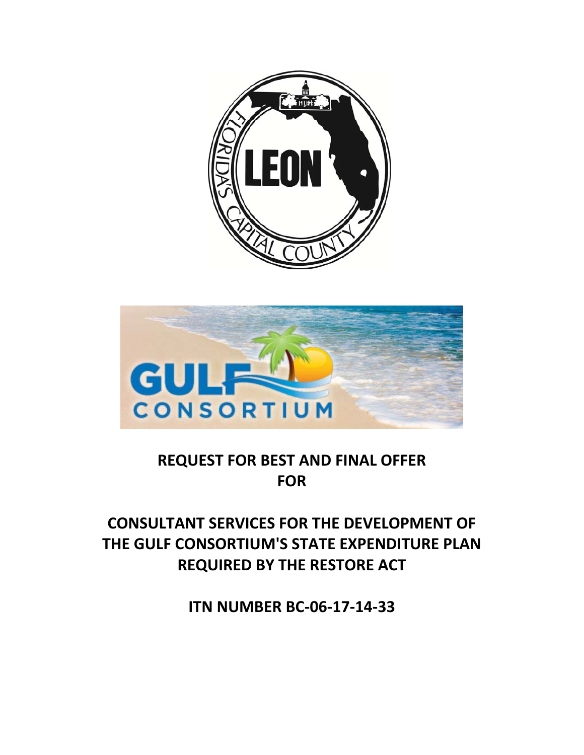# REQUEST FOR BEST AND FINAL OFFER FOR

# CONSULTANT SERVICES FOR THE DEVELOPMENT OF THE GULF CONSORTIUM'S STATE EXPENDITURE PLAN REQUIRED BY THE RESTORE ACT

## ITN NUMBER BC-06-17-14-33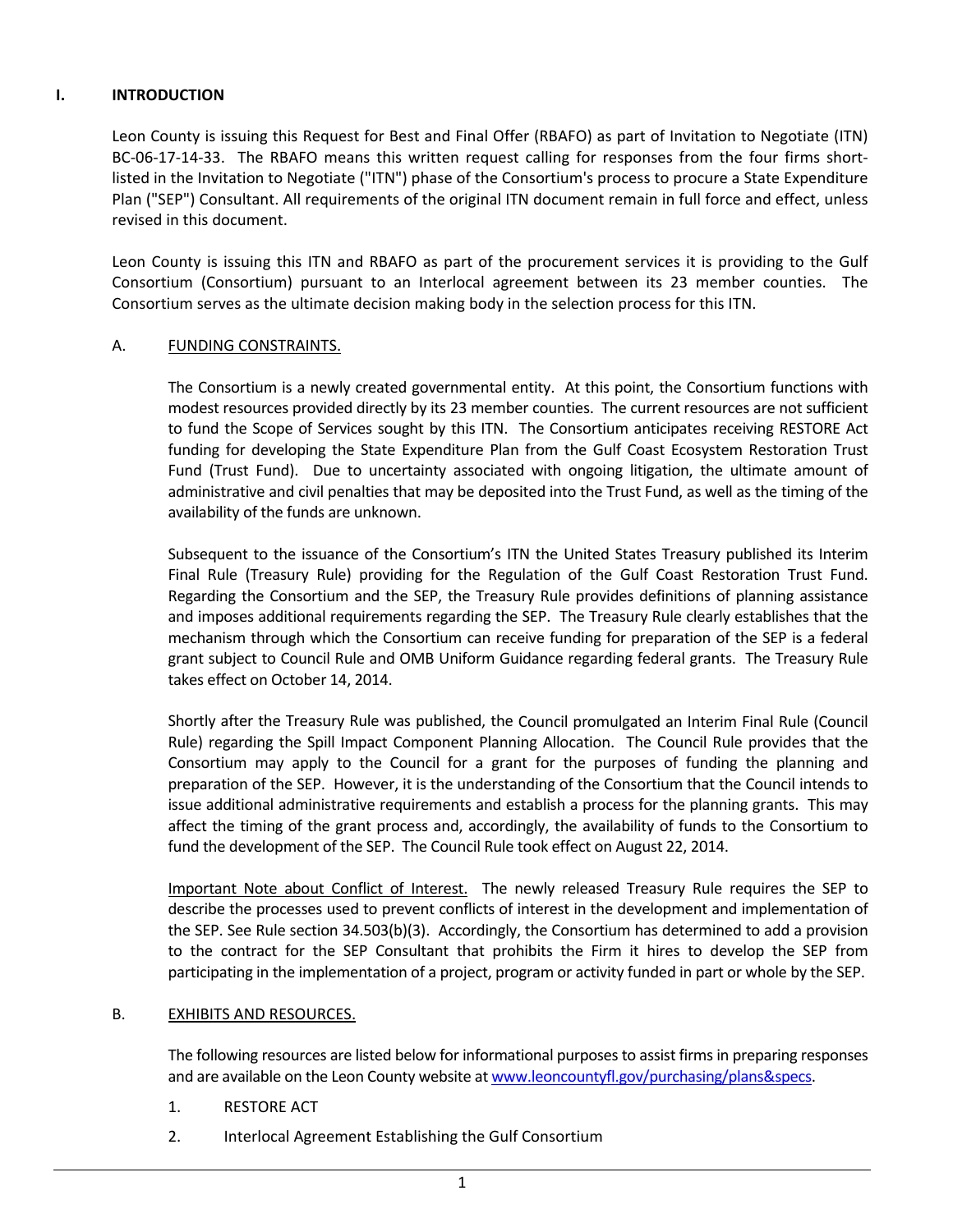## I. INTRODUCTION

Leon County is issuing this Request for Best and Final Offer (RBAFO) as part of Invitation to Negotiate (ITN) BC-06-17-14-33. The RBAFO means this written request calling for responses from the four firms short-listed in the Invitation to Negotiate ("ITN") phase of the Consortium's process to procure a State Expenditure Plan ("SEP") Consultant. All requirements of the original ITN document remain in full force and effect, unless revised in this document.

Leon County is issuing this ITN and RBAFO as part of the procurement services it is providing to the Gulf Consortium (Consortium) pursuant to an Interlocal agreement between its 23 member counties. The Consortium serves as the ultimate decision making body in the selection process for this ITN.

### A. FUNDING CONSTRAINTS.

The Consortium is a newly created governmental entity. At this point, the Consortium functions with modest resources provided directly by its 23 member counties. The current resources are not sufficient to fund the Scope of Services sought by this ITN. The Consortium anticipates receiving RESTORE Act funding for developing the State Expenditure Plan from the Gulf Coast Ecosystem Restoration Trust Fund (Trust Fund). Due to uncertainty associated with ongoing litigation, the ultimate amount of administrative and civil penalties that may be deposited into the Trust Fund, as well as the timing of the availability of the funds are unknown.

Subsequent to the issuance of the Consortium's ITN the United States Treasury published its Interim Final Rule (Treasury Rule) providing for the Regulation of the Gulf Coast Restoration Trust Fund. Regarding the Consortium and the SEP, the Treasury Rule provides definitions of planning assistance and imposes additional requirements regarding the SEP. The Treasury Rule clearly establishes that the mechanism through which the Consortium can receive funding for preparation of the SEP is a federal grant subject to Council Rule and OMB Uniform Guidance regarding federal grants. The Treasury Rule takes effect on October 14, 2014.

Shortly after the Treasury Rule was published, the Council promulgated an Interim Final Rule (Council Rule) regarding the Spill Impact Component Planning Allocation. The Council Rule provides that the Consortium may apply to the Council for a grant for the purposes of funding the planning and preparation of the SEP. However, it is the understanding of the Consortium that the Council intends to issue additional administrative requirements and establish a process for the planning grants. This may affect the timing of the grant process and, accordingly, the availability of funds to the Consortium to fund the development of the SEP. The Council Rule took effect on August 22, 2014.

Important Note about Conflict of Interest. The newly released Treasury Rule requires the SEP to describe the processes used to prevent conflicts of interest in the development and implementation of the SEP. See Rule section 34.503(b)(3). Accordingly, the Consortium has determined to add a provision to the contract for the SEP Consultant that prohibits the Firm it hires to develop the SEP from participating in the implementation of a project, program or activity funded in part or whole by the SEP.

### B. EXHIBITS AND RESOURCES.

The following resources are listed below for informational purposes to assist firms in preparing responses and are available on the Leon County website at www.leoncountyfl.gov/purchasing/plans&specs.

1. RESTORE ACT
2. Interlocal Agreement Establishing the Gulf Consortium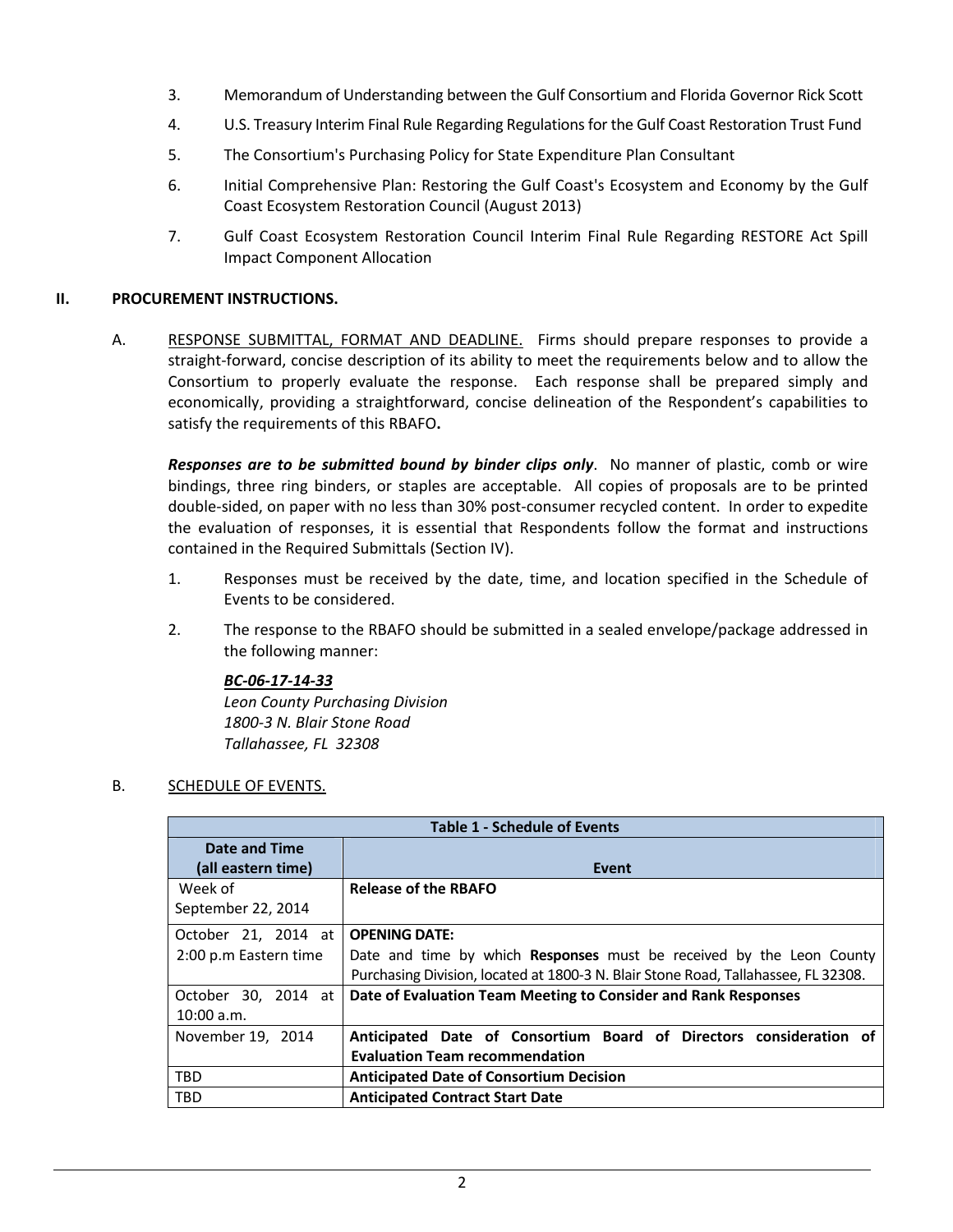3. Memorandum of Understanding between the Gulf Consortium and Florida Governor Rick Scott
4. U.S. Treasury Interim Final Rule Regarding Regulations for the Gulf Coast Restoration Trust Fund
5. The Consortium's Purchasing Policy for State Expenditure Plan Consultant
6. Initial Comprehensive Plan: Restoring the Gulf Coast's Ecosystem and Economy by the Gulf Coast Ecosystem Restoration Council (August 2013)
7. Gulf Coast Ecosystem Restoration Council Interim Final Rule Regarding RESTORE Act Spill Impact Component Allocation

## II. PROCUREMENT INSTRUCTIONS.

A. RESPONSE SUBMITTAL, FORMAT AND DEADLINE. Firms should prepare responses to provide a straight-forward, concise description of its ability to meet the requirements below and to allow the Consortium to properly evaluate the response. Each response shall be prepared simply and economically, providing a straightforward, concise delineation of the Respondent's capabilities to satisfy the requirements of this RBAFO**.**

***Responses are to be submitted bound by binder clips only***. No manner of plastic, comb or wire bindings, three ring binders, or staples are acceptable. All copies of proposals are to be printed double-sided, on paper with no less than 30% post-consumer recycled content. In order to expedite the evaluation of responses, it is essential that Respondents follow the format and instructions contained in the Required Submittals (Section IV).

1. Responses must be received by the date, time, and location specified in the Schedule of Events to be considered.
2. The response to the RBAFO should be submitted in a sealed envelope/package addressed in the following manner:

   ***BC-06-17-14-33***
   *Leon County Purchasing Division*
   *1800-3 N. Blair Stone Road*
   *Tallahassee, FL 32308*

B. SCHEDULE OF EVENTS.

| Table 1 - Schedule of Events | |
|---|---|
| **Date and Time (all eastern time)** | **Event** |
| Week of September 22, 2014 | **Release of the RBAFO** |
| October 21, 2014 at 2:00 p.m Eastern time | **OPENING DATE:** Date and time by which **Responses** must be received by the Leon County Purchasing Division, located at 1800-3 N. Blair Stone Road, Tallahassee, FL 32308. |
| October 30, 2014 at 10:00 a.m. | **Date of Evaluation Team Meeting to Consider and Rank Responses** |
| November 19, 2014 | **Anticipated Date of Consortium Board of Directors consideration of Evaluation Team recommendation** |
| TBD | **Anticipated Date of Consortium Decision** |
| TBD | **Anticipated Contract Start Date** |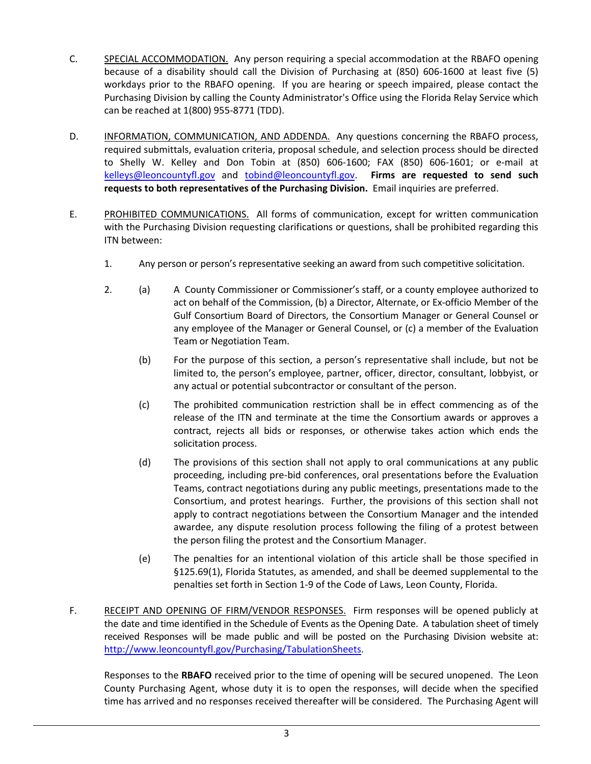C. <u>SPECIAL ACCOMMODATION.</u> Any person requiring a special accommodation at the RBAFO opening because of a disability should call the Division of Purchasing at (850) 606-1600 at least five (5) workdays prior to the RBAFO opening. If you are hearing or speech impaired, please contact the Purchasing Division by calling the County Administrator's Office using the Florida Relay Service which can be reached at 1(800) 955-8771 (TDD).

D. <u>INFORMATION, COMMUNICATION, AND ADDENDA.</u> Any questions concerning the RBAFO process, required submittals, evaluation criteria, proposal schedule, and selection process should be directed to Shelly W. Kelley and Don Tobin at (850) 606-1600; FAX (850) 606-1601; or e-mail at kelleys@leoncountyfl.gov and tobind@leoncountyfl.gov. **Firms are requested to send such requests to both representatives of the Purchasing Division.** Email inquiries are preferred.

E. <u>PROHIBITED COMMUNICATIONS.</u> All forms of communication, except for written communication with the Purchasing Division requesting clarifications or questions, shall be prohibited regarding this ITN between:

1. Any person or person's representative seeking an award from such competitive solicitation.

2. (a) A County Commissioner or Commissioner's staff, or a county employee authorized to act on behalf of the Commission, (b) a Director, Alternate, or Ex-officio Member of the Gulf Consortium Board of Directors, the Consortium Manager or General Counsel or any employee of the Manager or General Counsel, or (c) a member of the Evaluation Team or Negotiation Team.

   (b) For the purpose of this section, a person's representative shall include, but not be limited to, the person's employee, partner, officer, director, consultant, lobbyist, or any actual or potential subcontractor or consultant of the person.

   (c) The prohibited communication restriction shall be in effect commencing as of the release of the ITN and terminate at the time the Consortium awards or approves a contract, rejects all bids or responses, or otherwise takes action which ends the solicitation process.

   (d) The provisions of this section shall not apply to oral communications at any public proceeding, including pre-bid conferences, oral presentations before the Evaluation Teams, contract negotiations during any public meetings, presentations made to the Consortium, and protest hearings. Further, the provisions of this section shall not apply to contract negotiations between the Consortium Manager and the intended awardee, any dispute resolution process following the filing of a protest between the person filing the protest and the Consortium Manager.

   (e) The penalties for an intentional violation of this article shall be those specified in §125.69(1), Florida Statutes, as amended, and shall be deemed supplemental to the penalties set forth in Section 1-9 of the Code of Laws, Leon County, Florida.

F. <u>RECEIPT AND OPENING OF FIRM/VENDOR RESPONSES.</u> Firm responses will be opened publicly at the date and time identified in the Schedule of Events as the Opening Date. A tabulation sheet of timely received Responses will be made public and will be posted on the Purchasing Division website at: http://www.leoncountyfl.gov/Purchasing/TabulationSheets.

   Responses to the **RBAFO** received prior to the time of opening will be secured unopened. The Leon County Purchasing Agent, whose duty it is to open the responses, will decide when the specified time has arrived and no responses received thereafter will be considered. The Purchasing Agent will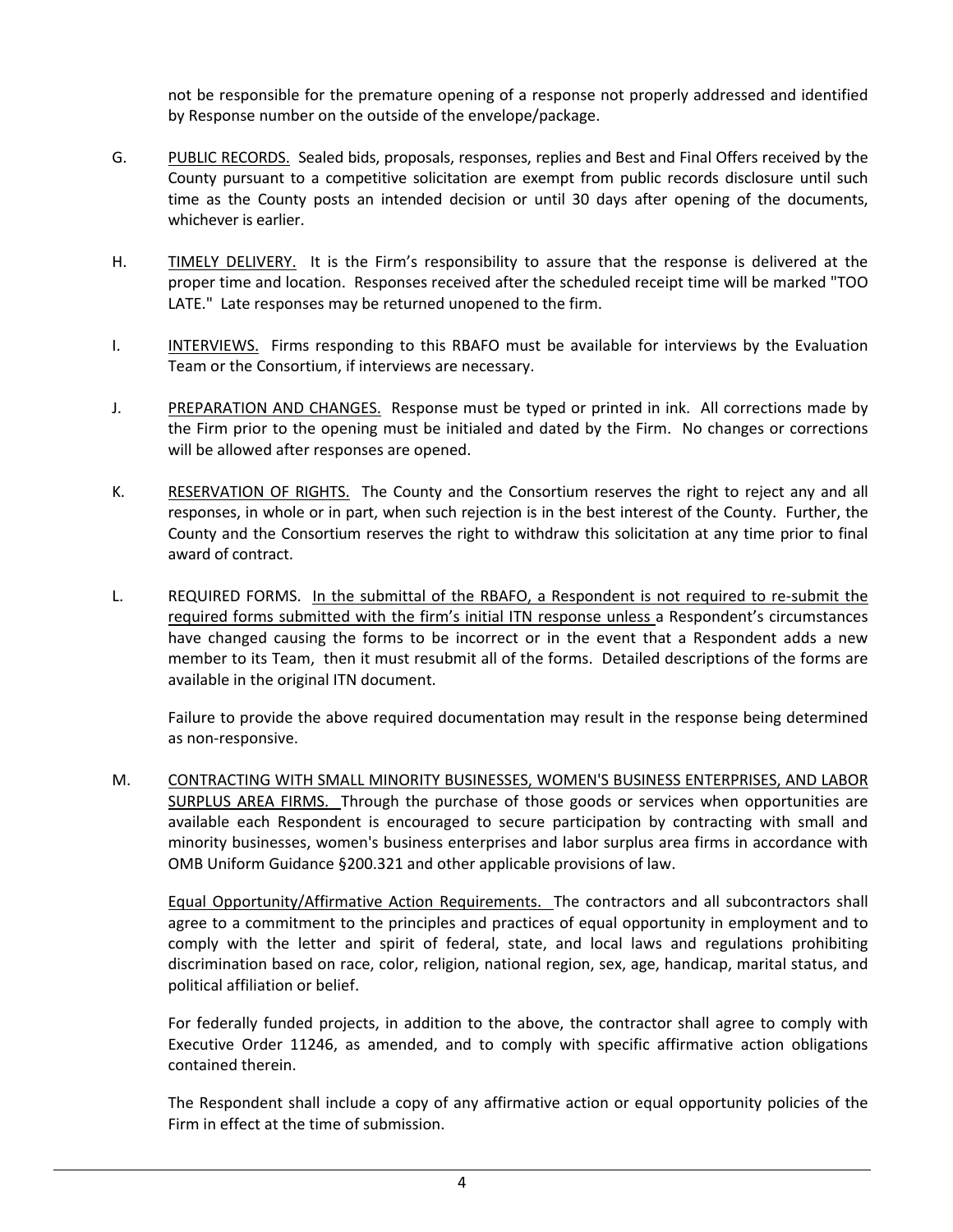not be responsible for the premature opening of a response not properly addressed and identified by Response number on the outside of the envelope/package.

G. PUBLIC RECORDS. Sealed bids, proposals, responses, replies and Best and Final Offers received by the County pursuant to a competitive solicitation are exempt from public records disclosure until such time as the County posts an intended decision or until 30 days after opening of the documents, whichever is earlier.

H. TIMELY DELIVERY. It is the Firm's responsibility to assure that the response is delivered at the proper time and location. Responses received after the scheduled receipt time will be marked "TOO LATE." Late responses may be returned unopened to the firm.

I. INTERVIEWS. Firms responding to this RBAFO must be available for interviews by the Evaluation Team or the Consortium, if interviews are necessary.

J. PREPARATION AND CHANGES. Response must be typed or printed in ink. All corrections made by the Firm prior to the opening must be initialed and dated by the Firm. No changes or corrections will be allowed after responses are opened.

K. RESERVATION OF RIGHTS. The County and the Consortium reserves the right to reject any and all responses, in whole or in part, when such rejection is in the best interest of the County. Further, the County and the Consortium reserves the right to withdraw this solicitation at any time prior to final award of contract.

L. REQUIRED FORMS. In the submittal of the RBAFO, a Respondent is not required to re-submit the required forms submitted with the firm's initial ITN response unless a Respondent's circumstances have changed causing the forms to be incorrect or in the event that a Respondent adds a new member to its Team, then it must resubmit all of the forms. Detailed descriptions of the forms are available in the original ITN document.

Failure to provide the above required documentation may result in the response being determined as non-responsive.

M. CONTRACTING WITH SMALL MINORITY BUSINESSES, WOMEN'S BUSINESS ENTERPRISES, AND LABOR SURPLUS AREA FIRMS. Through the purchase of those goods or services when opportunities are available each Respondent is encouraged to secure participation by contracting with small and minority businesses, women's business enterprises and labor surplus area firms in accordance with OMB Uniform Guidance §200.321 and other applicable provisions of law.

Equal Opportunity/Affirmative Action Requirements. The contractors and all subcontractors shall agree to a commitment to the principles and practices of equal opportunity in employment and to comply with the letter and spirit of federal, state, and local laws and regulations prohibiting discrimination based on race, color, religion, national region, sex, age, handicap, marital status, and political affiliation or belief.

For federally funded projects, in addition to the above, the contractor shall agree to comply with Executive Order 11246, as amended, and to comply with specific affirmative action obligations contained therein.

The Respondent shall include a copy of any affirmative action or equal opportunity policies of the Firm in effect at the time of submission.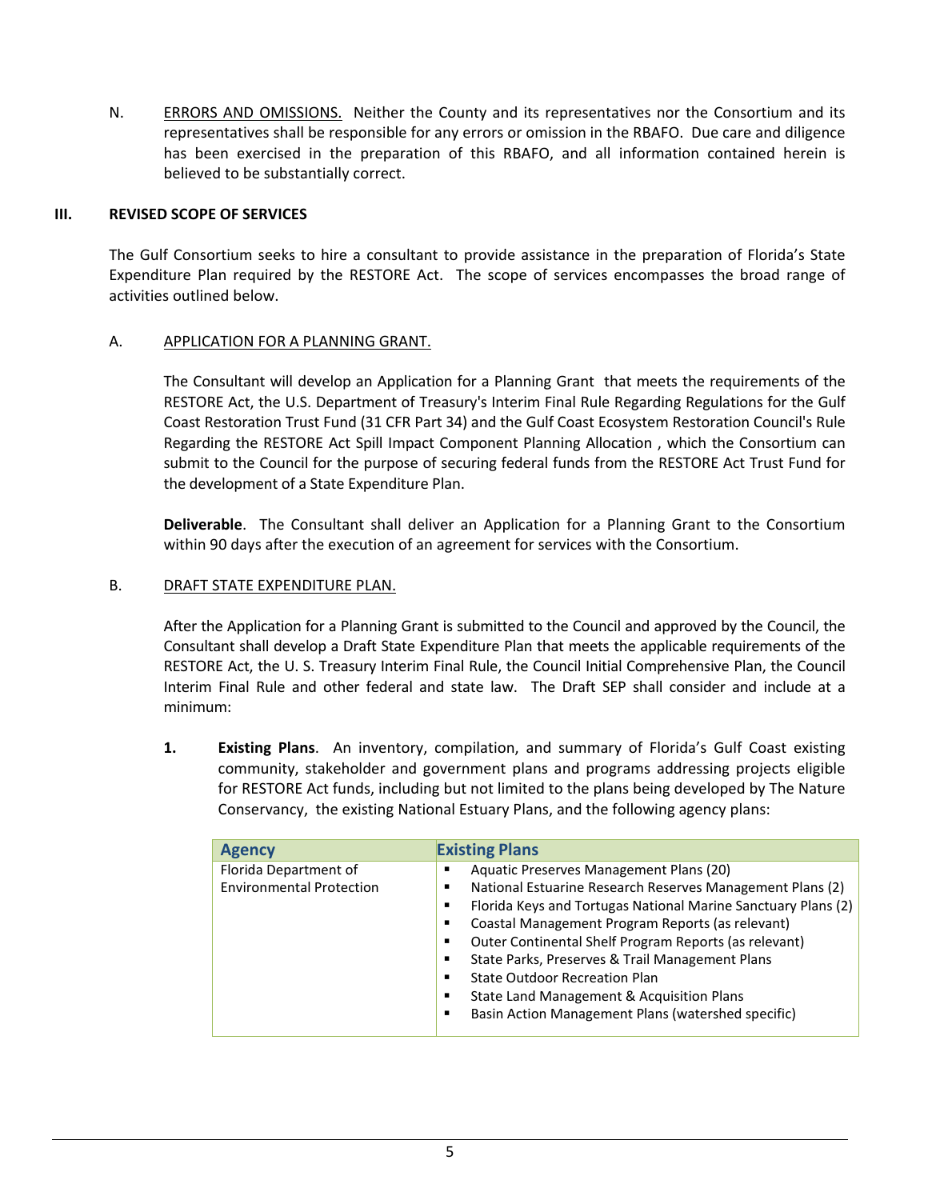N. ERRORS AND OMISSIONS. Neither the County and its representatives nor the Consortium and its representatives shall be responsible for any errors or omission in the RBAFO. Due care and diligence has been exercised in the preparation of this RBAFO, and all information contained herein is believed to be substantially correct.

## III. REVISED SCOPE OF SERVICES

The Gulf Consortium seeks to hire a consultant to provide assistance in the preparation of Florida's State Expenditure Plan required by the RESTORE Act. The scope of services encompasses the broad range of activities outlined below.

### A. APPLICATION FOR A PLANNING GRANT.

The Consultant will develop an Application for a Planning Grant that meets the requirements of the RESTORE Act, the U.S. Department of Treasury's Interim Final Rule Regarding Regulations for the Gulf Coast Restoration Trust Fund (31 CFR Part 34) and the Gulf Coast Ecosystem Restoration Council's Rule Regarding the RESTORE Act Spill Impact Component Planning Allocation , which the Consortium can submit to the Council for the purpose of securing federal funds from the RESTORE Act Trust Fund for the development of a State Expenditure Plan.

**Deliverable**. The Consultant shall deliver an Application for a Planning Grant to the Consortium within 90 days after the execution of an agreement for services with the Consortium.

### B. DRAFT STATE EXPENDITURE PLAN.

After the Application for a Planning Grant is submitted to the Council and approved by the Council, the Consultant shall develop a Draft State Expenditure Plan that meets the applicable requirements of the RESTORE Act, the U. S. Treasury Interim Final Rule, the Council Initial Comprehensive Plan, the Council Interim Final Rule and other federal and state law. The Draft SEP shall consider and include at a minimum:

1. **Existing Plans**. An inventory, compilation, and summary of Florida's Gulf Coast existing community, stakeholder and government plans and programs addressing projects eligible for RESTORE Act funds, including but not limited to the plans being developed by The Nature Conservancy, the existing National Estuary Plans, and the following agency plans:

| Agency | Existing Plans |
|---|---|
| Florida Department of Environmental Protection | ▪ Aquatic Preserves Management Plans (20)<br>▪ National Estuarine Research Reserves Management Plans (2)<br>▪ Florida Keys and Tortugas National Marine Sanctuary Plans (2)<br>▪ Coastal Management Program Reports (as relevant)<br>▪ Outer Continental Shelf Program Reports (as relevant)<br>▪ State Parks, Preserves & Trail Management Plans<br>▪ State Outdoor Recreation Plan<br>▪ State Land Management & Acquisition Plans<br>▪ Basin Action Management Plans (watershed specific) |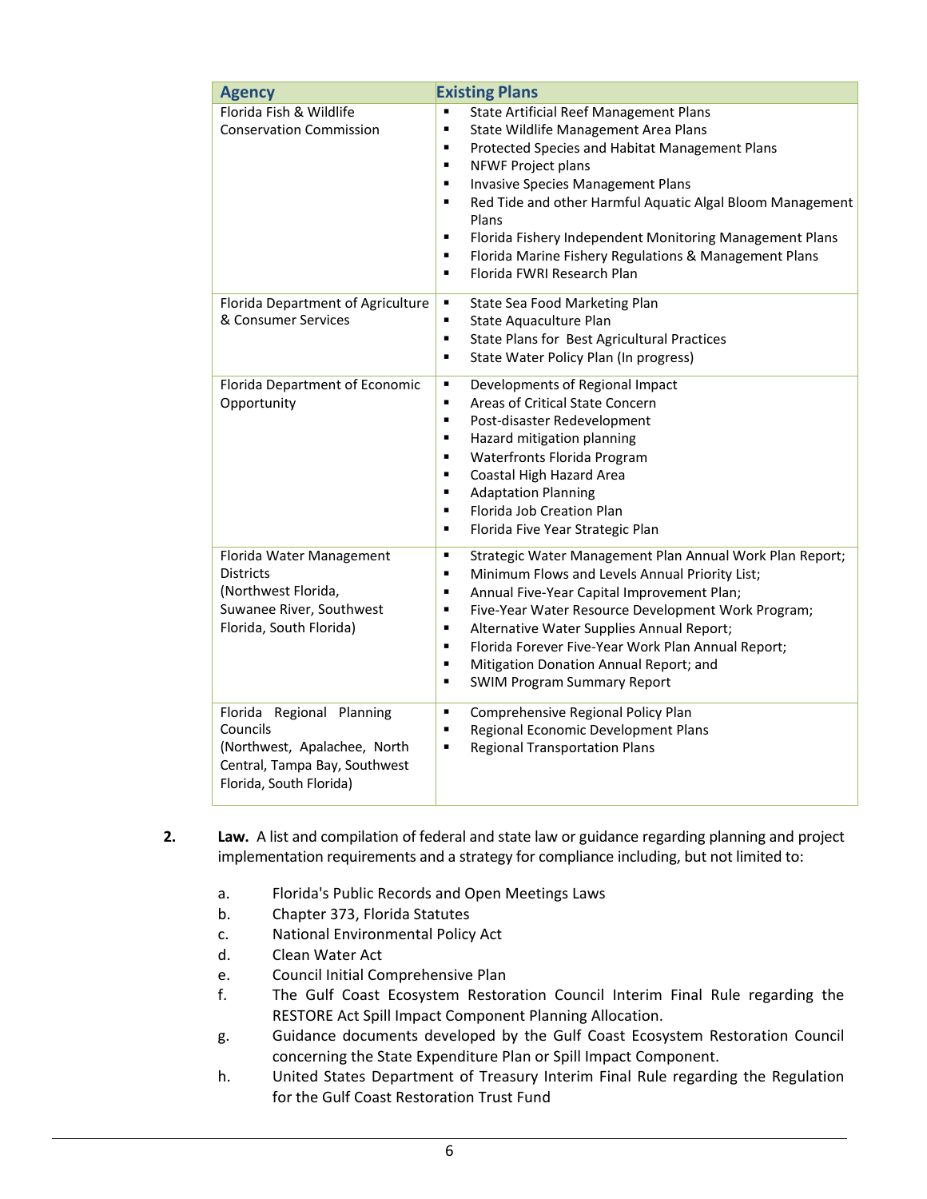| Agency | Existing Plans |
|---|---|
| Florida Fish & Wildlife Conservation Commission | ▪ State Artificial Reef Management Plans<br>▪ State Wildlife Management Area Plans<br>▪ Protected Species and Habitat Management Plans<br>▪ NFWF Project plans<br>▪ Invasive Species Management Plans<br>▪ Red Tide and other Harmful Aquatic Algal Bloom Management Plans<br>▪ Florida Fishery Independent Monitoring Management Plans<br>▪ Florida Marine Fishery Regulations & Management Plans<br>▪ Florida FWRI Research Plan |
| Florida Department of Agriculture & Consumer Services | ▪ State Sea Food Marketing Plan<br>▪ State Aquaculture Plan<br>▪ State Plans for Best Agricultural Practices<br>▪ State Water Policy Plan (In progress) |
| Florida Department of Economic Opportunity | ▪ Developments of Regional Impact<br>▪ Areas of Critical State Concern<br>▪ Post-disaster Redevelopment<br>▪ Hazard mitigation planning<br>▪ Waterfronts Florida Program<br>▪ Coastal High Hazard Area<br>▪ Adaptation Planning<br>▪ Florida Job Creation Plan<br>▪ Florida Five Year Strategic Plan |
| Florida Water Management Districts (Northwest Florida, Suwanee River, Southwest Florida, South Florida) | ▪ Strategic Water Management Plan Annual Work Plan Report;<br>▪ Minimum Flows and Levels Annual Priority List;<br>▪ Annual Five-Year Capital Improvement Plan;<br>▪ Five-Year Water Resource Development Work Program;<br>▪ Alternative Water Supplies Annual Report;<br>▪ Florida Forever Five-Year Work Plan Annual Report;<br>▪ Mitigation Donation Annual Report; and<br>▪ SWIM Program Summary Report |
| Florida Regional Planning Councils (Northwest, Apalachee, North Central, Tampa Bay, Southwest Florida, South Florida) | ▪ Comprehensive Regional Policy Plan<br>▪ Regional Economic Development Plans<br>▪ Regional Transportation Plans |

2. **Law.** A list and compilation of federal and state law or guidance regarding planning and project implementation requirements and a strategy for compliance including, but not limited to:

   a. Florida's Public Records and Open Meetings Laws
   b. Chapter 373, Florida Statutes
   c. National Environmental Policy Act
   d. Clean Water Act
   e. Council Initial Comprehensive Plan
   f. The Gulf Coast Ecosystem Restoration Council Interim Final Rule regarding the RESTORE Act Spill Impact Component Planning Allocation.
   g. Guidance documents developed by the Gulf Coast Ecosystem Restoration Council concerning the State Expenditure Plan or Spill Impact Component.
   h. United States Department of Treasury Interim Final Rule regarding the Regulation for the Gulf Coast Restoration Trust Fund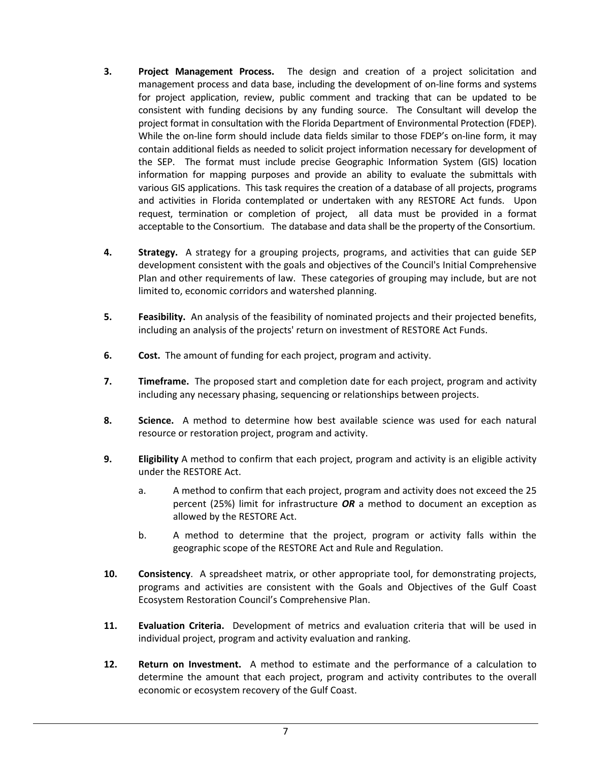3. **Project Management Process.** The design and creation of a project solicitation and management process and data base, including the development of on-line forms and systems for project application, review, public comment and tracking that can be updated to be consistent with funding decisions by any funding source. The Consultant will develop the project format in consultation with the Florida Department of Environmental Protection (FDEP). While the on-line form should include data fields similar to those FDEP's on-line form, it may contain additional fields as needed to solicit project information necessary for development of the SEP. The format must include precise Geographic Information System (GIS) location information for mapping purposes and provide an ability to evaluate the submittals with various GIS applications. This task requires the creation of a database of all projects, programs and activities in Florida contemplated or undertaken with any RESTORE Act funds. Upon request, termination or completion of project, all data must be provided in a format acceptable to the Consortium. The database and data shall be the property of the Consortium.

4. **Strategy.** A strategy for a grouping projects, programs, and activities that can guide SEP development consistent with the goals and objectives of the Council's Initial Comprehensive Plan and other requirements of law. These categories of grouping may include, but are not limited to, economic corridors and watershed planning.

5. **Feasibility.** An analysis of the feasibility of nominated projects and their projected benefits, including an analysis of the projects' return on investment of RESTORE Act Funds.

6. **Cost.** The amount of funding for each project, program and activity.

7. **Timeframe.** The proposed start and completion date for each project, program and activity including any necessary phasing, sequencing or relationships between projects.

8. **Science.** A method to determine how best available science was used for each natural resource or restoration project, program and activity.

9. **Eligibility** A method to confirm that each project, program and activity is an eligible activity under the RESTORE Act.

   a. A method to confirm that each project, program and activity does not exceed the 25 percent (25%) limit for infrastructure ***OR*** a method to document an exception as allowed by the RESTORE Act.

   b. A method to determine that the project, program or activity falls within the geographic scope of the RESTORE Act and Rule and Regulation.

10. **Consistency**. A spreadsheet matrix, or other appropriate tool, for demonstrating projects, programs and activities are consistent with the Goals and Objectives of the Gulf Coast Ecosystem Restoration Council's Comprehensive Plan.

11. **Evaluation Criteria.** Development of metrics and evaluation criteria that will be used in individual project, program and activity evaluation and ranking.

12. **Return on Investment.** A method to estimate and the performance of a calculation to determine the amount that each project, program and activity contributes to the overall economic or ecosystem recovery of the Gulf Coast.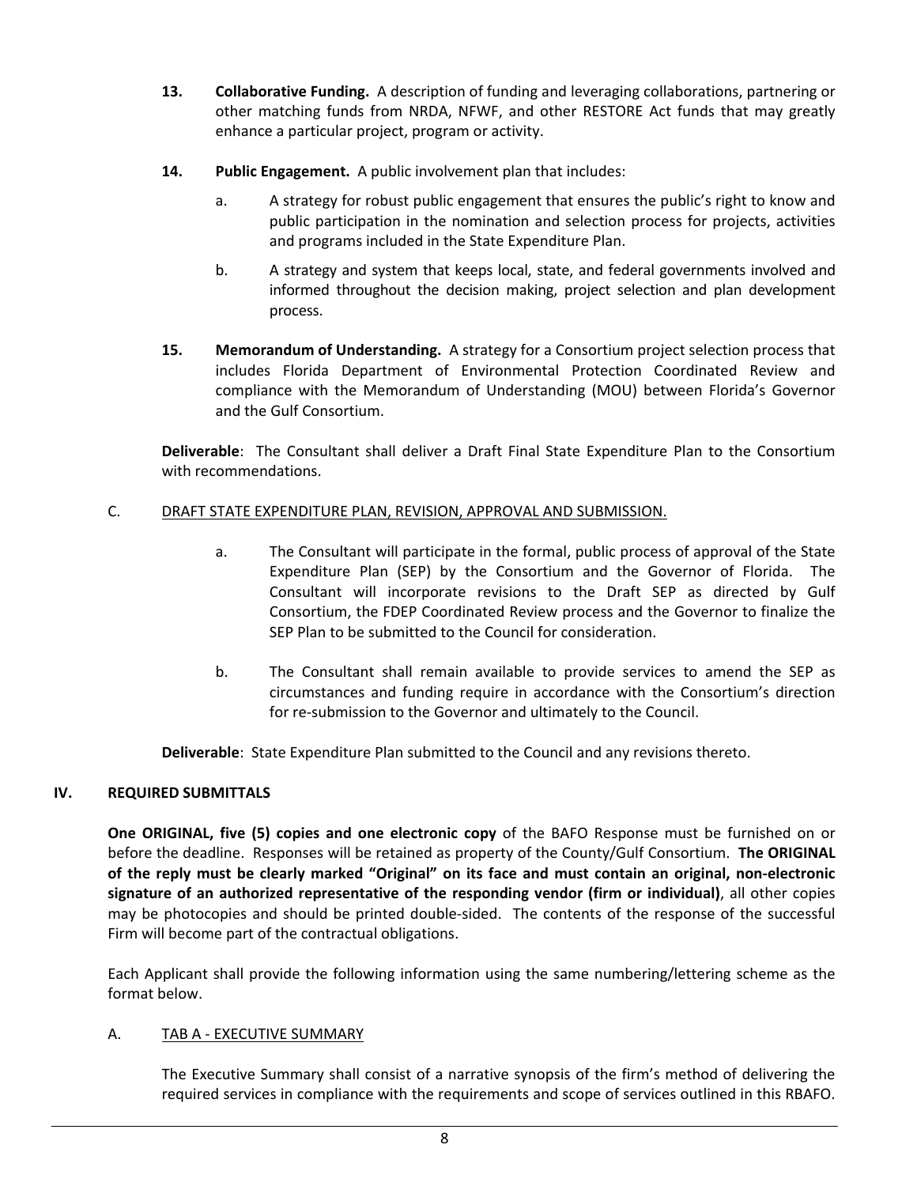**13. Collaborative Funding.** A description of funding and leveraging collaborations, partnering or other matching funds from NRDA, NFWF, and other RESTORE Act funds that may greatly enhance a particular project, program or activity.

**14. Public Engagement.** A public involvement plan that includes:

a. A strategy for robust public engagement that ensures the public's right to know and public participation in the nomination and selection process for projects, activities and programs included in the State Expenditure Plan.

b. A strategy and system that keeps local, state, and federal governments involved and informed throughout the decision making, project selection and plan development process.

**15. Memorandum of Understanding.** A strategy for a Consortium project selection process that includes Florida Department of Environmental Protection Coordinated Review and compliance with the Memorandum of Understanding (MOU) between Florida's Governor and the Gulf Consortium.

**Deliverable**: The Consultant shall deliver a Draft Final State Expenditure Plan to the Consortium with recommendations.

C. <u>DRAFT STATE EXPENDITURE PLAN, REVISION, APPROVAL AND SUBMISSION.</u>

a. The Consultant will participate in the formal, public process of approval of the State Expenditure Plan (SEP) by the Consortium and the Governor of Florida. The Consultant will incorporate revisions to the Draft SEP as directed by Gulf Consortium, the FDEP Coordinated Review process and the Governor to finalize the SEP Plan to be submitted to the Council for consideration.

b. The Consultant shall remain available to provide services to amend the SEP as circumstances and funding require in accordance with the Consortium's direction for re-submission to the Governor and ultimately to the Council.

**Deliverable**: State Expenditure Plan submitted to the Council and any revisions thereto.

## IV. REQUIRED SUBMITTALS

**One ORIGINAL, five (5) copies and one electronic copy** of the BAFO Response must be furnished on or before the deadline. Responses will be retained as property of the County/Gulf Consortium. **The ORIGINAL of the reply must be clearly marked "Original" on its face and must contain an original, non-electronic signature of an authorized representative of the responding vendor (firm or individual)**, all other copies may be photocopies and should be printed double-sided. The contents of the response of the successful Firm will become part of the contractual obligations.

Each Applicant shall provide the following information using the same numbering/lettering scheme as the format below.

A. <u>TAB A - EXECUTIVE SUMMARY</u>

The Executive Summary shall consist of a narrative synopsis of the firm's method of delivering the required services in compliance with the requirements and scope of services outlined in this RBAFO.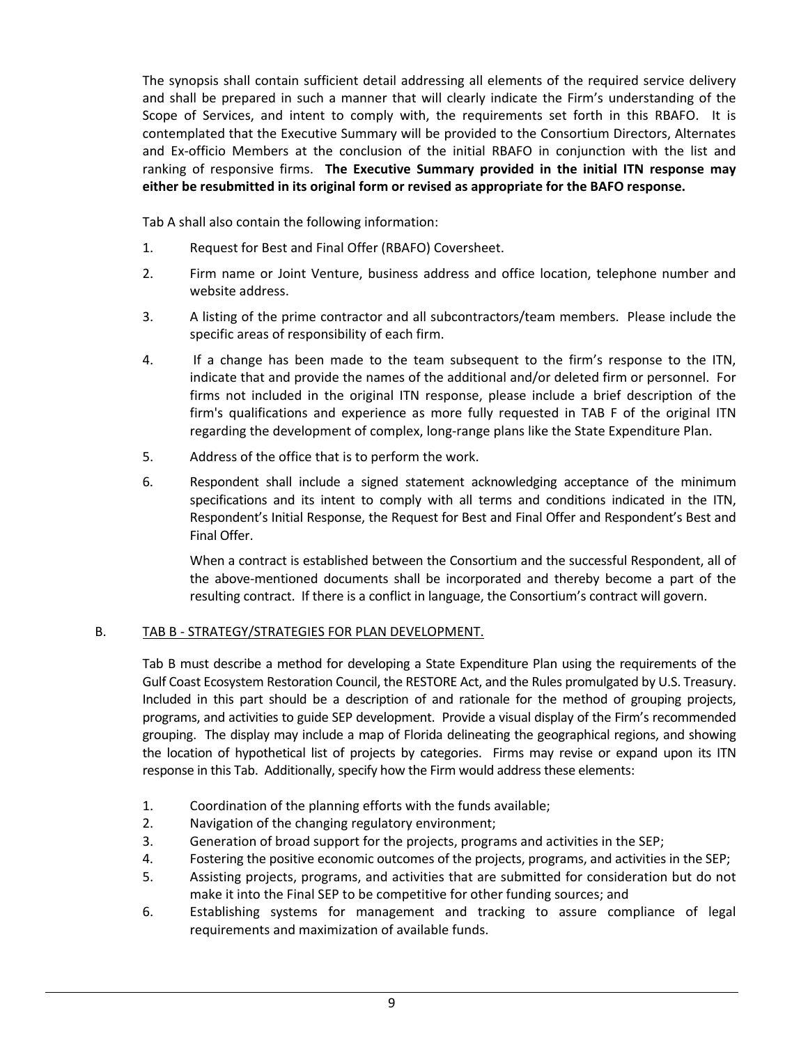The synopsis shall contain sufficient detail addressing all elements of the required service delivery and shall be prepared in such a manner that will clearly indicate the Firm's understanding of the Scope of Services, and intent to comply with, the requirements set forth in this RBAFO. It is contemplated that the Executive Summary will be provided to the Consortium Directors, Alternates and Ex-officio Members at the conclusion of the initial RBAFO in conjunction with the list and ranking of responsive firms. **The Executive Summary provided in the initial ITN response may either be resubmitted in its original form or revised as appropriate for the BAFO response.**

Tab A shall also contain the following information:

1. Request for Best and Final Offer (RBAFO) Coversheet.
2. Firm name or Joint Venture, business address and office location, telephone number and website address.
3. A listing of the prime contractor and all subcontractors/team members. Please include the specific areas of responsibility of each firm.
4. If a change has been made to the team subsequent to the firm's response to the ITN, indicate that and provide the names of the additional and/or deleted firm or personnel. For firms not included in the original ITN response, please include a brief description of the firm's qualifications and experience as more fully requested in TAB F of the original ITN regarding the development of complex, long-range plans like the State Expenditure Plan.
5. Address of the office that is to perform the work.
6. Respondent shall include a signed statement acknowledging acceptance of the minimum specifications and its intent to comply with all terms and conditions indicated in the ITN, Respondent's Initial Response, the Request for Best and Final Offer and Respondent's Best and Final Offer.

   When a contract is established between the Consortium and the successful Respondent, all of the above-mentioned documents shall be incorporated and thereby become a part of the resulting contract. If there is a conflict in language, the Consortium's contract will govern.

B. TAB B - STRATEGY/STRATEGIES FOR PLAN DEVELOPMENT.

Tab B must describe a method for developing a State Expenditure Plan using the requirements of the Gulf Coast Ecosystem Restoration Council, the RESTORE Act, and the Rules promulgated by U.S. Treasury. Included in this part should be a description of and rationale for the method of grouping projects, programs, and activities to guide SEP development. Provide a visual display of the Firm's recommended grouping. The display may include a map of Florida delineating the geographical regions, and showing the location of hypothetical list of projects by categories. Firms may revise or expand upon its ITN response in this Tab. Additionally, specify how the Firm would address these elements:

1. Coordination of the planning efforts with the funds available;
2. Navigation of the changing regulatory environment;
3. Generation of broad support for the projects, programs and activities in the SEP;
4. Fostering the positive economic outcomes of the projects, programs, and activities in the SEP;
5. Assisting projects, programs, and activities that are submitted for consideration but do not make it into the Final SEP to be competitive for other funding sources; and
6. Establishing systems for management and tracking to assure compliance of legal requirements and maximization of available funds.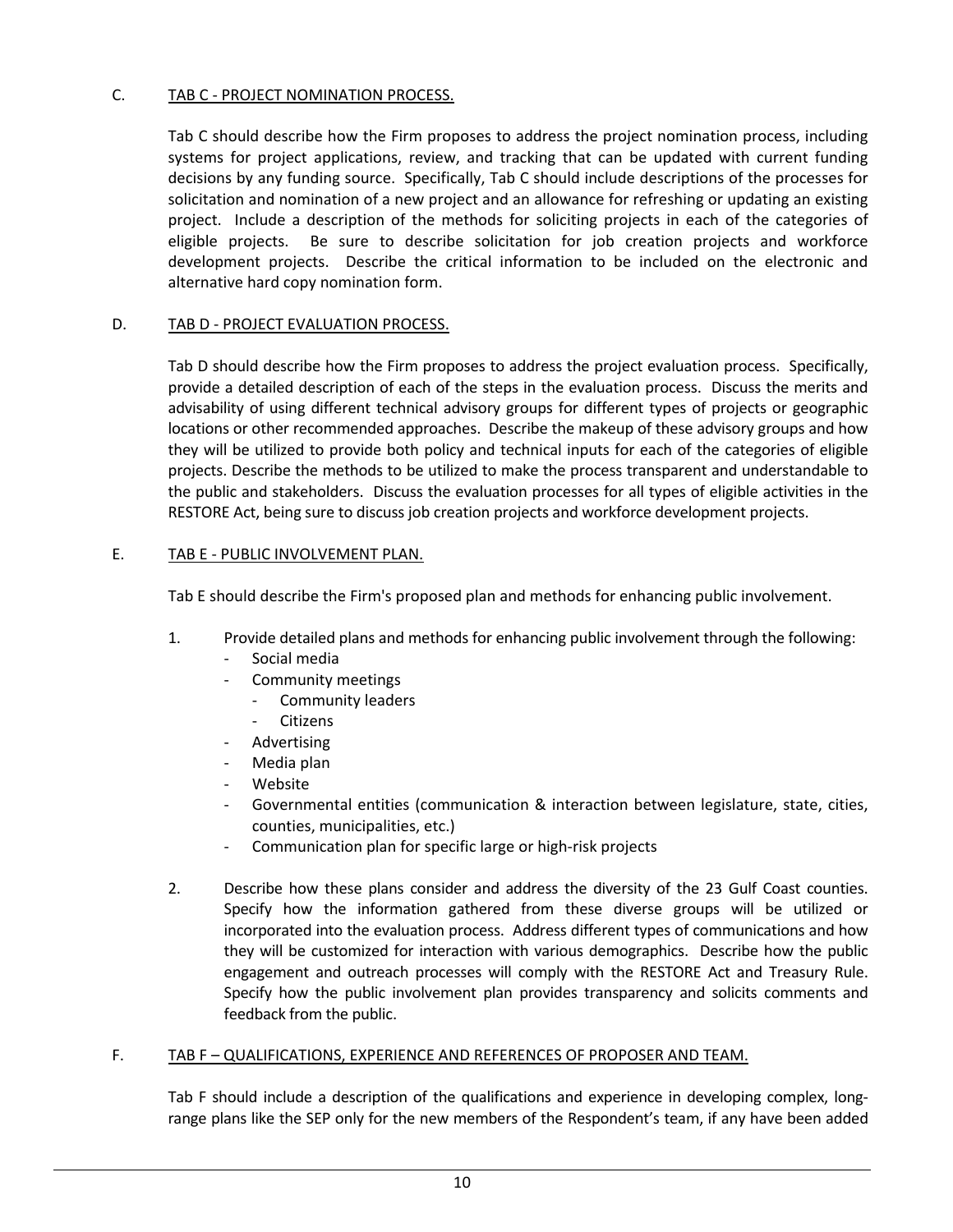C. TAB C - PROJECT NOMINATION PROCESS.

Tab C should describe how the Firm proposes to address the project nomination process, including systems for project applications, review, and tracking that can be updated with current funding decisions by any funding source. Specifically, Tab C should include descriptions of the processes for solicitation and nomination of a new project and an allowance for refreshing or updating an existing project. Include a description of the methods for soliciting projects in each of the categories of eligible projects. Be sure to describe solicitation for job creation projects and workforce development projects. Describe the critical information to be included on the electronic and alternative hard copy nomination form.

D. TAB D - PROJECT EVALUATION PROCESS.

Tab D should describe how the Firm proposes to address the project evaluation process. Specifically, provide a detailed description of each of the steps in the evaluation process. Discuss the merits and advisability of using different technical advisory groups for different types of projects or geographic locations or other recommended approaches. Describe the makeup of these advisory groups and how they will be utilized to provide both policy and technical inputs for each of the categories of eligible projects. Describe the methods to be utilized to make the process transparent and understandable to the public and stakeholders. Discuss the evaluation processes for all types of eligible activities in the RESTORE Act, being sure to discuss job creation projects and workforce development projects.

E. TAB E - PUBLIC INVOLVEMENT PLAN.

Tab E should describe the Firm's proposed plan and methods for enhancing public involvement.

1. Provide detailed plans and methods for enhancing public involvement through the following:
   - Social media
   - Community meetings
     - Community leaders
     - Citizens
   - Advertising
   - Media plan
   - Website
   - Governmental entities (communication & interaction between legislature, state, cities, counties, municipalities, etc.)
   - Communication plan for specific large or high-risk projects

2. Describe how these plans consider and address the diversity of the 23 Gulf Coast counties. Specify how the information gathered from these diverse groups will be utilized or incorporated into the evaluation process. Address different types of communications and how they will be customized for interaction with various demographics. Describe how the public engagement and outreach processes will comply with the RESTORE Act and Treasury Rule. Specify how the public involvement plan provides transparency and solicits comments and feedback from the public.

F. TAB F – QUALIFICATIONS, EXPERIENCE AND REFERENCES OF PROPOSER AND TEAM.

Tab F should include a description of the qualifications and experience in developing complex, long-range plans like the SEP only for the new members of the Respondent's team, if any have been added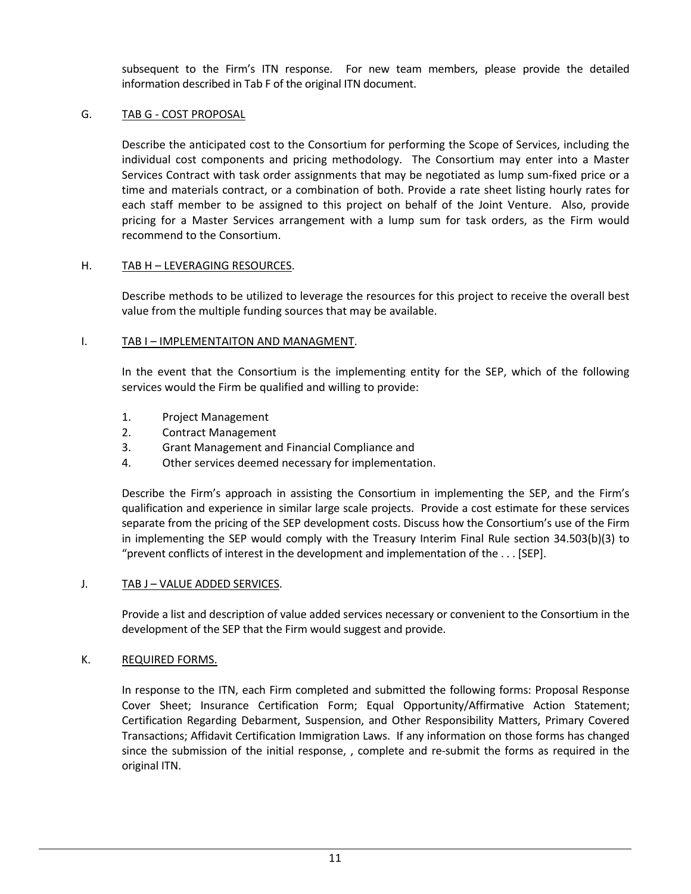subsequent to the Firm's ITN response. For new team members, please provide the detailed information described in Tab F of the original ITN document.

G. TAB G - COST PROPOSAL

Describe the anticipated cost to the Consortium for performing the Scope of Services, including the individual cost components and pricing methodology. The Consortium may enter into a Master Services Contract with task order assignments that may be negotiated as lump sum-fixed price or a time and materials contract, or a combination of both. Provide a rate sheet listing hourly rates for each staff member to be assigned to this project on behalf of the Joint Venture. Also, provide pricing for a Master Services arrangement with a lump sum for task orders, as the Firm would recommend to the Consortium.

H. TAB H – LEVERAGING RESOURCES.

Describe methods to be utilized to leverage the resources for this project to receive the overall best value from the multiple funding sources that may be available.

I. TAB I – IMPLEMENTAITON AND MANAGMENT.

In the event that the Consortium is the implementing entity for the SEP, which of the following services would the Firm be qualified and willing to provide:

1. Project Management
2. Contract Management
3. Grant Management and Financial Compliance and
4. Other services deemed necessary for implementation.

Describe the Firm's approach in assisting the Consortium in implementing the SEP, and the Firm's qualification and experience in similar large scale projects. Provide a cost estimate for these services separate from the pricing of the SEP development costs. Discuss how the Consortium's use of the Firm in implementing the SEP would comply with the Treasury Interim Final Rule section 34.503(b)(3) to "prevent conflicts of interest in the development and implementation of the . . . [SEP].

J. TAB J – VALUE ADDED SERVICES.

Provide a list and description of value added services necessary or convenient to the Consortium in the development of the SEP that the Firm would suggest and provide.

K. REQUIRED FORMS.

In response to the ITN, each Firm completed and submitted the following forms: Proposal Response Cover Sheet; Insurance Certification Form; Equal Opportunity/Affirmative Action Statement; Certification Regarding Debarment, Suspension, and Other Responsibility Matters, Primary Covered Transactions; Affidavit Certification Immigration Laws. If any information on those forms has changed since the submission of the initial response, , complete and re-submit the forms as required in the original ITN.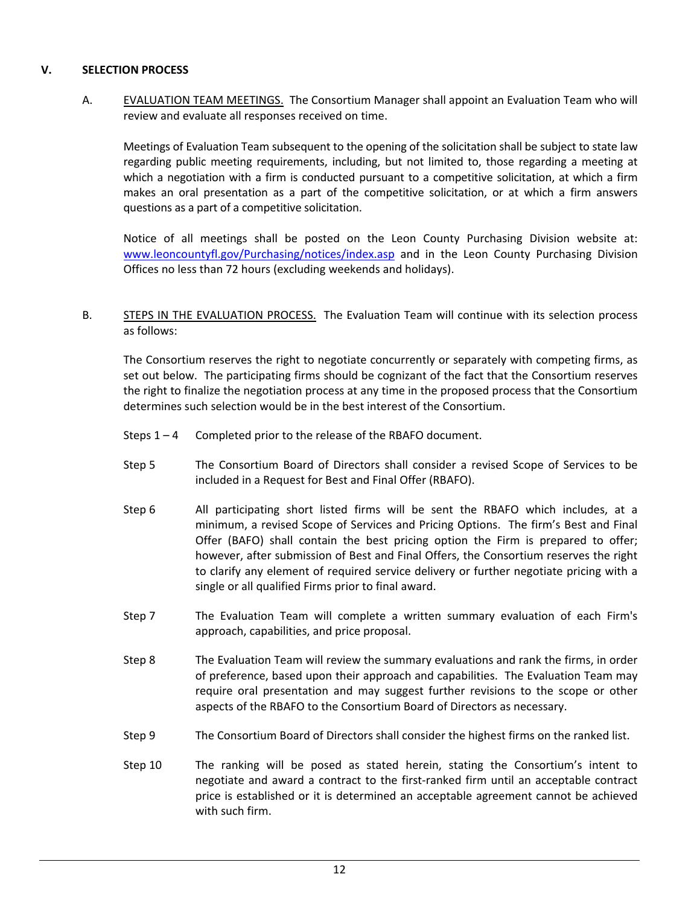## V. SELECTION PROCESS

A. <u>EVALUATION TEAM MEETINGS.</u> The Consortium Manager shall appoint an Evaluation Team who will review and evaluate all responses received on time.

Meetings of Evaluation Team subsequent to the opening of the solicitation shall be subject to state law regarding public meeting requirements, including, but not limited to, those regarding a meeting at which a negotiation with a firm is conducted pursuant to a competitive solicitation, at which a firm makes an oral presentation as a part of the competitive solicitation, or at which a firm answers questions as a part of a competitive solicitation.

Notice of all meetings shall be posted on the Leon County Purchasing Division website at: [www.leoncountyfl.gov/Purchasing/notices/index.asp](www.leoncountyfl.gov/Purchasing/notices/index.asp) and in the Leon County Purchasing Division Offices no less than 72 hours (excluding weekends and holidays).

B. <u>STEPS IN THE EVALUATION PROCESS.</u> The Evaluation Team will continue with its selection process as follows:

The Consortium reserves the right to negotiate concurrently or separately with competing firms, as set out below. The participating firms should be cognizant of the fact that the Consortium reserves the right to finalize the negotiation process at any time in the proposed process that the Consortium determines such selection would be in the best interest of the Consortium.

Steps 1 – 4 Completed prior to the release of the RBAFO document.

Step 5 The Consortium Board of Directors shall consider a revised Scope of Services to be included in a Request for Best and Final Offer (RBAFO).

Step 6 All participating short listed firms will be sent the RBAFO which includes, at a minimum, a revised Scope of Services and Pricing Options. The firm's Best and Final Offer (BAFO) shall contain the best pricing option the Firm is prepared to offer; however, after submission of Best and Final Offers, the Consortium reserves the right to clarify any element of required service delivery or further negotiate pricing with a single or all qualified Firms prior to final award.

Step 7 The Evaluation Team will complete a written summary evaluation of each Firm's approach, capabilities, and price proposal.

Step 8 The Evaluation Team will review the summary evaluations and rank the firms, in order of preference, based upon their approach and capabilities. The Evaluation Team may require oral presentation and may suggest further revisions to the scope or other aspects of the RBAFO to the Consortium Board of Directors as necessary.

Step 9 The Consortium Board of Directors shall consider the highest firms on the ranked list.

Step 10 The ranking will be posed as stated herein, stating the Consortium's intent to negotiate and award a contract to the first-ranked firm until an acceptable contract price is established or it is determined an acceptable agreement cannot be achieved with such firm.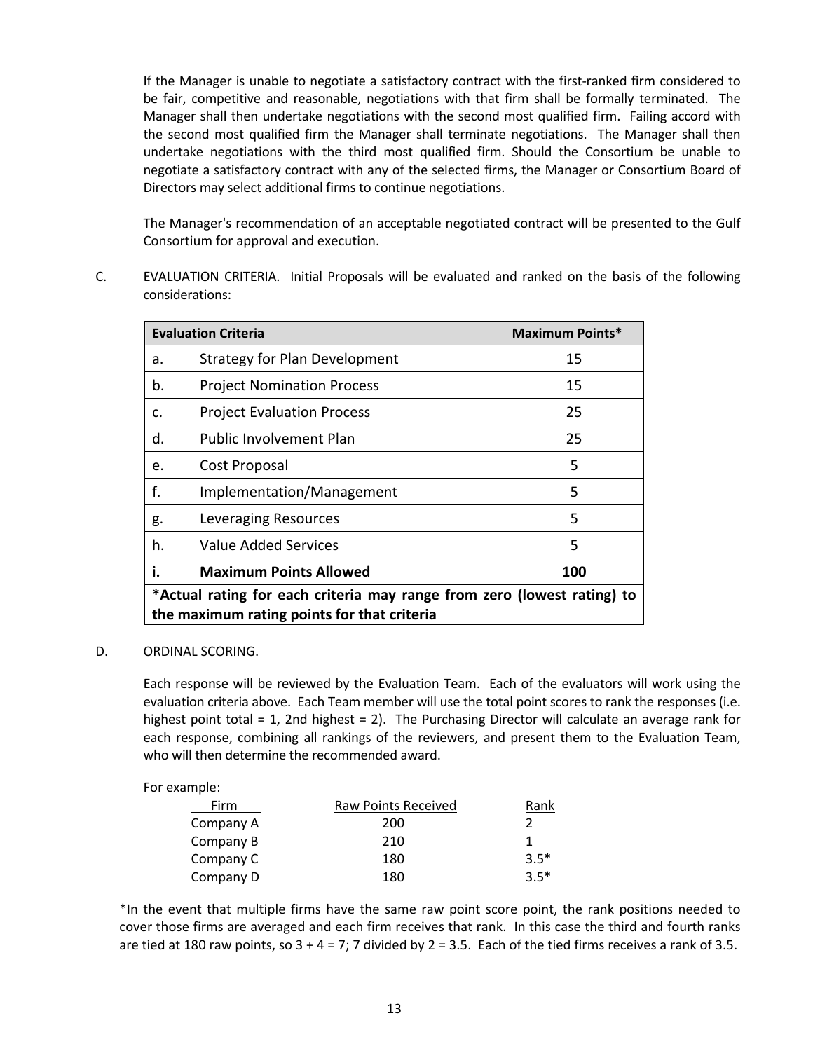If the Manager is unable to negotiate a satisfactory contract with the first-ranked firm considered to be fair, competitive and reasonable, negotiations with that firm shall be formally terminated. The Manager shall then undertake negotiations with the second most qualified firm. Failing accord with the second most qualified firm the Manager shall terminate negotiations. The Manager shall then undertake negotiations with the third most qualified firm. Should the Consortium be unable to negotiate a satisfactory contract with any of the selected firms, the Manager or Consortium Board of Directors may select additional firms to continue negotiations.

The Manager's recommendation of an acceptable negotiated contract will be presented to the Gulf Consortium for approval and execution.

C. EVALUATION CRITERIA. Initial Proposals will be evaluated and ranked on the basis of the following considerations:

| Evaluation Criteria | | Maximum Points* |
|---|---|---|
| a. | Strategy for Plan Development | 15 |
| b. | Project Nomination Process | 15 |
| c. | Project Evaluation Process | 25 |
| d. | Public Involvement Plan | 25 |
| e. | Cost Proposal | 5 |
| f. | Implementation/Management | 5 |
| g. | Leveraging Resources | 5 |
| h. | Value Added Services | 5 |
| **i.** | **Maximum Points Allowed** | **100** |

***Actual rating for each criteria may range from zero (lowest rating) to the maximum rating points for that criteria**

D. ORDINAL SCORING.

Each response will be reviewed by the Evaluation Team. Each of the evaluators will work using the evaluation criteria above. Each Team member will use the total point scores to rank the responses (i.e. highest point total = 1, 2nd highest = 2). The Purchasing Director will calculate an average rank for each response, combining all rankings of the reviewers, and present them to the Evaluation Team, who will then determine the recommended award.

For example:

| Firm | Raw Points Received | Rank |
|---|---|---|
| Company A | 200 | 2 |
| Company B | 210 | 1 |
| Company C | 180 | 3.5* |
| Company D | 180 | 3.5* |

*In the event that multiple firms have the same raw point score point, the rank positions needed to cover those firms are averaged and each firm receives that rank. In this case the third and fourth ranks are tied at 180 raw points, so 3 + 4 = 7; 7 divided by 2 = 3.5. Each of the tied firms receives a rank of 3.5.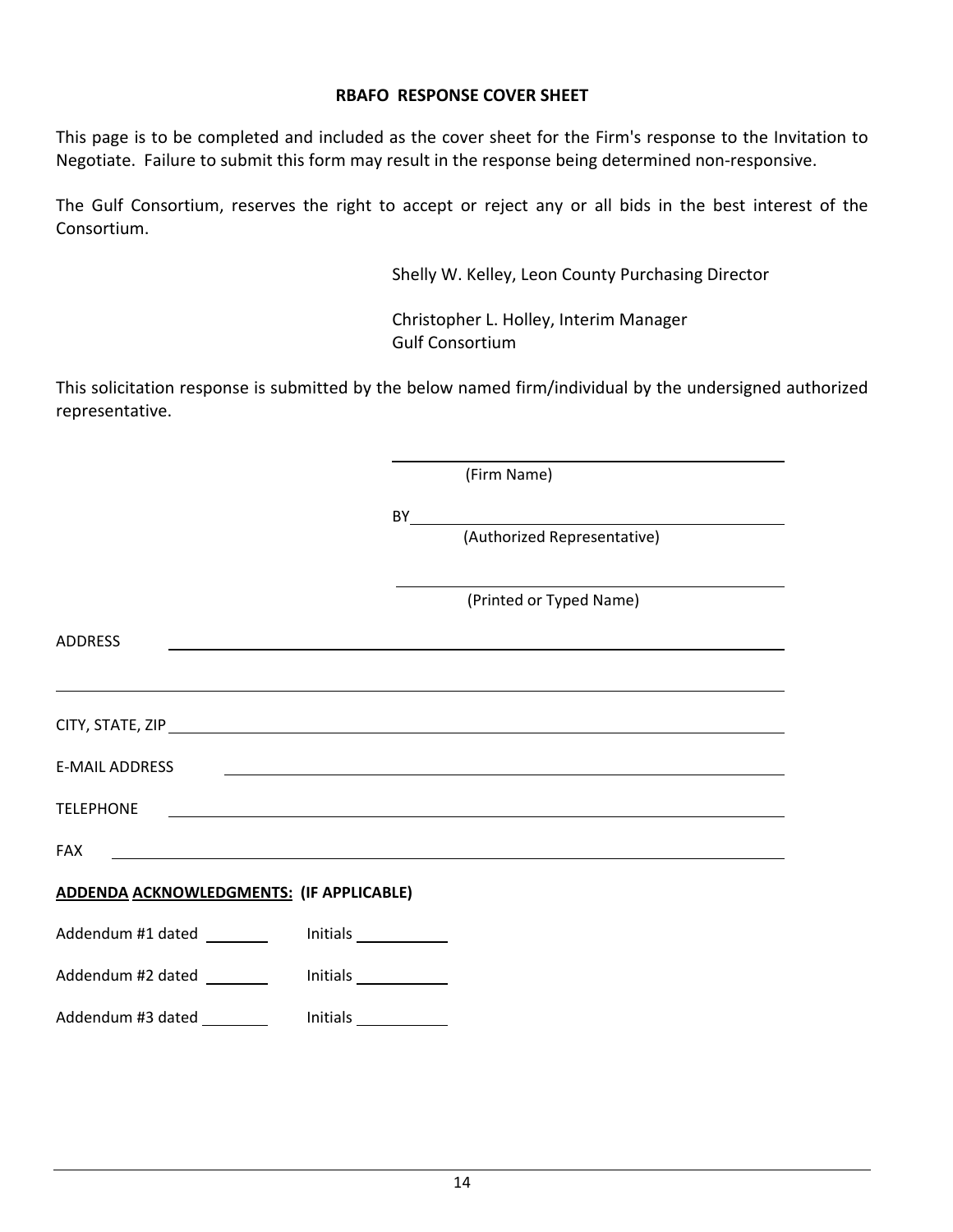## RBAFO RESPONSE COVER SHEET

This page is to be completed and included as the cover sheet for the Firm's response to the Invitation to Negotiate. Failure to submit this form may result in the response being determined non-responsive.

The Gulf Consortium, reserves the right to accept or reject any or all bids in the best interest of the Consortium.

Shelly W. Kelley, Leon County Purchasing Director

Christopher L. Holley, Interim Manager
Gulf Consortium

This solicitation response is submitted by the below named firm/individual by the undersigned authorized representative.

______________________________
(Firm Name)

BY______________________________
(Authorized Representative)

______________________________
(Printed or Typed Name)

ADDRESS ______________________________

______________________________

CITY, STATE, ZIP ______________________________

E-MAIL ADDRESS ______________________________

TELEPHONE ______________________________

FAX ______________________________

**ADDENDA ACKNOWLEDGMENTS: (IF APPLICABLE)**

Addendum #1 dated ________ Initials ___________

Addendum #2 dated ________ Initials ___________

Addendum #3 dated ________ Initials ___________